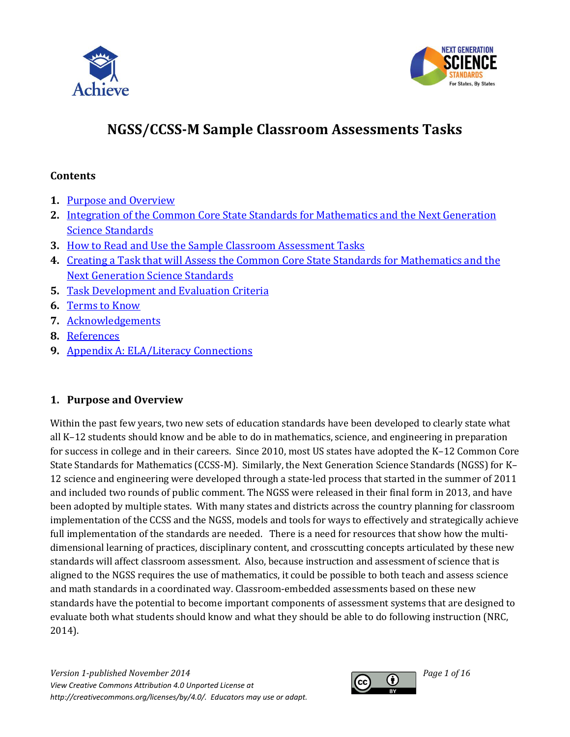# NGSS/CCSS-M Sample Classroom Assessments Tasks

## Contents

1. Purpose and Overview
2. Integration of the Common Core State Standards for Mathematics and the Next Generation Science Standards
3. How to Read and Use the Sample Classroom Assessment Tasks
4. Creating a Task that will Assess the Common Core State Standards for Mathematics and the Next Generation Science Standards
5. Task Development and Evaluation Criteria
6. Terms to Know
7. Acknowledgements
8. References
9. Appendix A: ELA/Literacy Connections

## 1. Purpose and Overview

Within the past few years, two new sets of education standards have been developed to clearly state what all K–12 students should know and be able to do in mathematics, science, and engineering in preparation for success in college and in their careers. Since 2010, most US states have adopted the K–12 Common Core State Standards for Mathematics (CCSS-M). Similarly, the Next Generation Science Standards (NGSS) for K–12 science and engineering were developed through a state-led process that started in the summer of 2011 and included two rounds of public comment. The NGSS were released in their final form in 2013, and have been adopted by multiple states. With many states and districts across the country planning for classroom implementation of the CCSS and the NGSS, models and tools for ways to effectively and strategically achieve full implementation of the standards are needed. There is a need for resources that show how the multi-dimensional learning of practices, disciplinary content, and crosscutting concepts articulated by these new standards will affect classroom assessment. Also, because instruction and assessment of science that is aligned to the NGSS requires the use of mathematics, it could be possible to both teach and assess science and math standards in a coordinated way. Classroom-embedded assessments based on these new standards have the potential to become important components of assessment systems that are designed to evaluate both what students should know and what they should be able to do following instruction (NRC, 2014).

*Version 1-published November 2014*
*View Creative Commons Attribution 4.0 Unported License at http://creativecommons.org/licenses/by/4.0/. Educators may use or adapt.*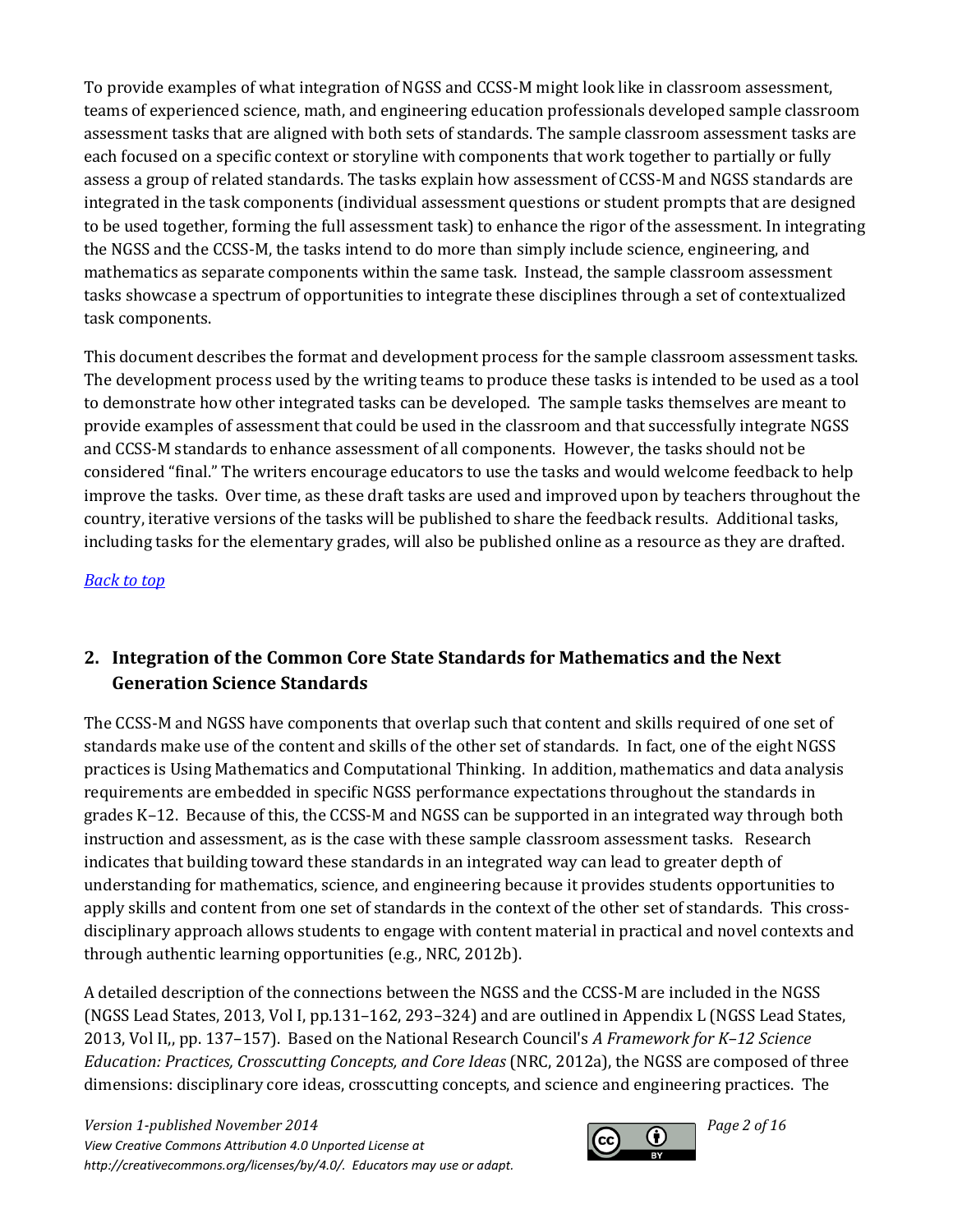To provide examples of what integration of NGSS and CCSS-M might look like in classroom assessment, teams of experienced science, math, and engineering education professionals developed sample classroom assessment tasks that are aligned with both sets of standards. The sample classroom assessment tasks are each focused on a specific context or storyline with components that work together to partially or fully assess a group of related standards. The tasks explain how assessment of CCSS-M and NGSS standards are integrated in the task components (individual assessment questions or student prompts that are designed to be used together, forming the full assessment task) to enhance the rigor of the assessment. In integrating the NGSS and the CCSS-M, the tasks intend to do more than simply include science, engineering, and mathematics as separate components within the same task. Instead, the sample classroom assessment tasks showcase a spectrum of opportunities to integrate these disciplines through a set of contextualized task components.

This document describes the format and development process for the sample classroom assessment tasks. The development process used by the writing teams to produce these tasks is intended to be used as a tool to demonstrate how other integrated tasks can be developed. The sample tasks themselves are meant to provide examples of assessment that could be used in the classroom and that successfully integrate NGSS and CCSS-M standards to enhance assessment of all components. However, the tasks should not be considered "final." The writers encourage educators to use the tasks and would welcome feedback to help improve the tasks. Over time, as these draft tasks are used and improved upon by teachers throughout the country, iterative versions of the tasks will be published to share the feedback results. Additional tasks, including tasks for the elementary grades, will also be published online as a resource as they are drafted.

*Back to top*

## 2. Integration of the Common Core State Standards for Mathematics and the Next Generation Science Standards

The CCSS-M and NGSS have components that overlap such that content and skills required of one set of standards make use of the content and skills of the other set of standards. In fact, one of the eight NGSS practices is Using Mathematics and Computational Thinking. In addition, mathematics and data analysis requirements are embedded in specific NGSS performance expectations throughout the standards in grades K–12. Because of this, the CCSS-M and NGSS can be supported in an integrated way through both instruction and assessment, as is the case with these sample classroom assessment tasks. Research indicates that building toward these standards in an integrated way can lead to greater depth of understanding for mathematics, science, and engineering because it provides students opportunities to apply skills and content from one set of standards in the context of the other set of standards. This cross-disciplinary approach allows students to engage with content material in practical and novel contexts and through authentic learning opportunities (e.g., NRC, 2012b).

A detailed description of the connections between the NGSS and the CCSS-M are included in the NGSS (NGSS Lead States, 2013, Vol I, pp.131–162, 293–324) and are outlined in Appendix L (NGSS Lead States, 2013, Vol II,, pp. 137–157). Based on the National Research Council's *A Framework for K–12 Science Education: Practices, Crosscutting Concepts, and Core Ideas* (NRC, 2012a), the NGSS are composed of three dimensions: disciplinary core ideas, crosscutting concepts, and science and engineering practices. The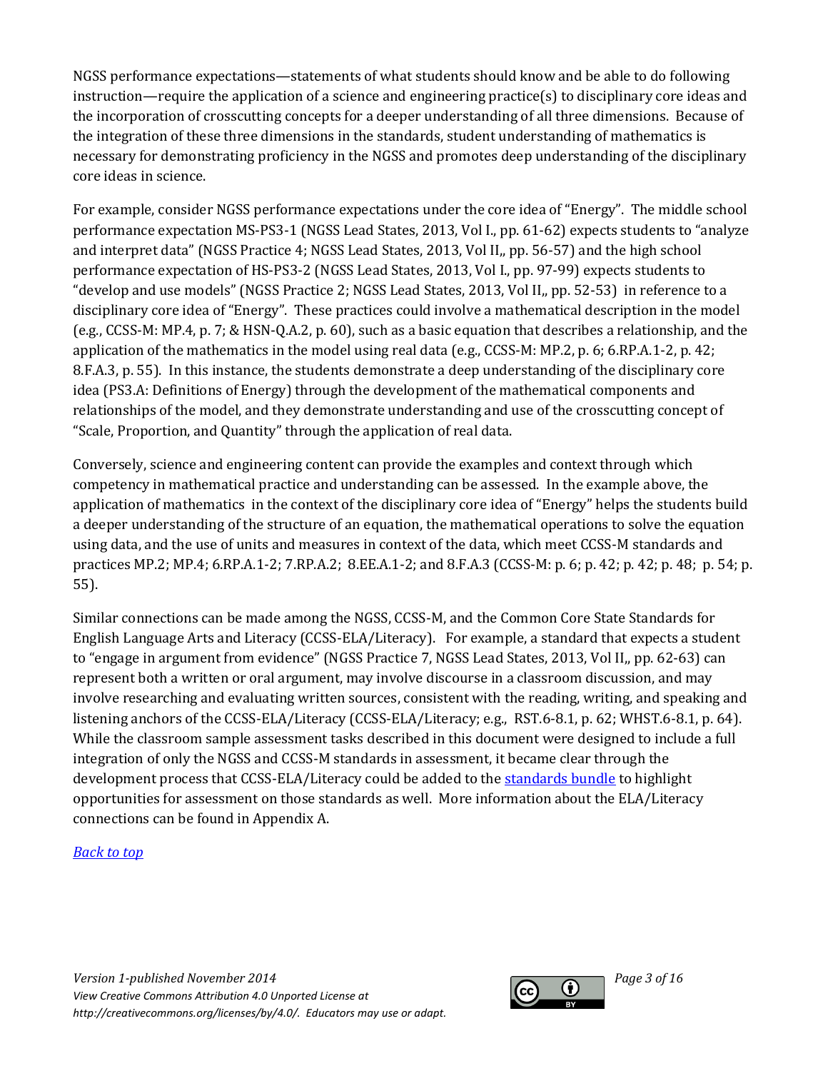NGSS performance expectations—statements of what students should know and be able to do following instruction—require the application of a science and engineering practice(s) to disciplinary core ideas and the incorporation of crosscutting concepts for a deeper understanding of all three dimensions. Because of the integration of these three dimensions in the standards, student understanding of mathematics is necessary for demonstrating proficiency in the NGSS and promotes deep understanding of the disciplinary core ideas in science.

For example, consider NGSS performance expectations under the core idea of "Energy". The middle school performance expectation MS-PS3-1 (NGSS Lead States, 2013, Vol I., pp. 61-62) expects students to "analyze and interpret data" (NGSS Practice 4; NGSS Lead States, 2013, Vol II,, pp. 56-57) and the high school performance expectation of HS-PS3-2 (NGSS Lead States, 2013, Vol I., pp. 97-99) expects students to "develop and use models" (NGSS Practice 2; NGSS Lead States, 2013, Vol II,, pp. 52-53) in reference to a disciplinary core idea of "Energy". These practices could involve a mathematical description in the model (e.g., CCSS-M: MP.4, p. 7; & HSN-Q.A.2, p. 60), such as a basic equation that describes a relationship, and the application of the mathematics in the model using real data (e.g., CCSS-M: MP.2, p. 6; 6.RP.A.1-2, p. 42; 8.F.A.3, p. 55). In this instance, the students demonstrate a deep understanding of the disciplinary core idea (PS3.A: Definitions of Energy) through the development of the mathematical components and relationships of the model, and they demonstrate understanding and use of the crosscutting concept of "Scale, Proportion, and Quantity" through the application of real data.

Conversely, science and engineering content can provide the examples and context through which competency in mathematical practice and understanding can be assessed. In the example above, the application of mathematics in the context of the disciplinary core idea of "Energy" helps the students build a deeper understanding of the structure of an equation, the mathematical operations to solve the equation using data, and the use of units and measures in context of the data, which meet CCSS-M standards and practices MP.2; MP.4; 6.RP.A.1-2; 7.RP.A.2; 8.EE.A.1-2; and 8.F.A.3 (CCSS-M: p. 6; p. 42; p. 42; p. 48; p. 54; p. 55).

Similar connections can be made among the NGSS, CCSS-M, and the Common Core State Standards for English Language Arts and Literacy (CCSS-ELA/Literacy). For example, a standard that expects a student to "engage in argument from evidence" (NGSS Practice 7, NGSS Lead States, 2013, Vol II,, pp. 62-63) can represent both a written or oral argument, may involve discourse in a classroom discussion, and may involve researching and evaluating written sources, consistent with the reading, writing, and speaking and listening anchors of the CCSS-ELA/Literacy (CCSS-ELA/Literacy; e.g., RST.6-8.1, p. 62; WHST.6-8.1, p. 64). While the classroom sample assessment tasks described in this document were designed to include a full integration of only the NGSS and CCSS-M standards in assessment, it became clear through the development process that CCSS-ELA/Literacy could be added to the standards bundle to highlight opportunities for assessment on those standards as well. More information about the ELA/Literacy connections can be found in Appendix A.

*Back to top*

*Version 1-published November 2014*
*View Creative Commons Attribution 4.0 Unported License at http://creativecommons.org/licenses/by/4.0/. Educators may use or adapt.*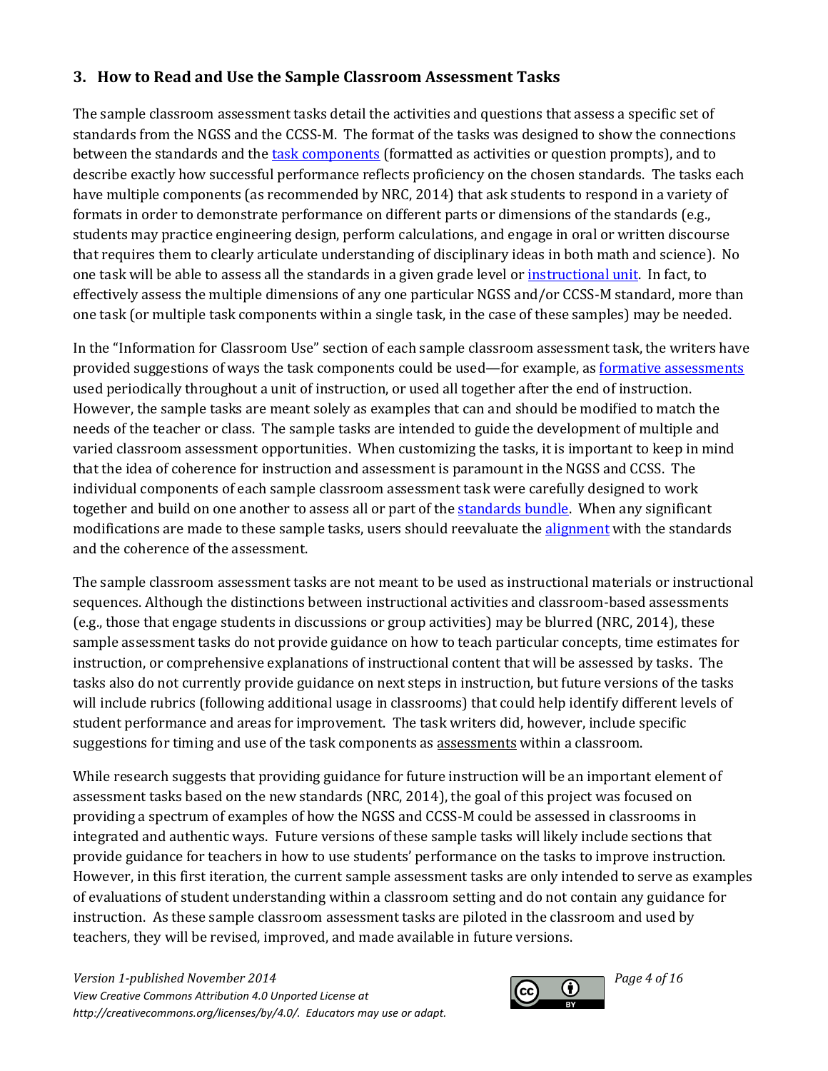## 3. How to Read and Use the Sample Classroom Assessment Tasks

The sample classroom assessment tasks detail the activities and questions that assess a specific set of standards from the NGSS and the CCSS-M. The format of the tasks was designed to show the connections between the standards and the task components (formatted as activities or question prompts), and to describe exactly how successful performance reflects proficiency on the chosen standards. The tasks each have multiple components (as recommended by NRC, 2014) that ask students to respond in a variety of formats in order to demonstrate performance on different parts or dimensions of the standards (e.g., students may practice engineering design, perform calculations, and engage in oral or written discourse that requires them to clearly articulate understanding of disciplinary ideas in both math and science). No one task will be able to assess all the standards in a given grade level or instructional unit. In fact, to effectively assess the multiple dimensions of any one particular NGSS and/or CCSS-M standard, more than one task (or multiple task components within a single task, in the case of these samples) may be needed.

In the "Information for Classroom Use" section of each sample classroom assessment task, the writers have provided suggestions of ways the task components could be used—for example, as formative assessments used periodically throughout a unit of instruction, or used all together after the end of instruction. However, the sample tasks are meant solely as examples that can and should be modified to match the needs of the teacher or class. The sample tasks are intended to guide the development of multiple and varied classroom assessment opportunities. When customizing the tasks, it is important to keep in mind that the idea of coherence for instruction and assessment is paramount in the NGSS and CCSS. The individual components of each sample classroom assessment task were carefully designed to work together and build on one another to assess all or part of the standards bundle. When any significant modifications are made to these sample tasks, users should reevaluate the alignment with the standards and the coherence of the assessment.

The sample classroom assessment tasks are not meant to be used as instructional materials or instructional sequences. Although the distinctions between instructional activities and classroom-based assessments (e.g., those that engage students in discussions or group activities) may be blurred (NRC, 2014), these sample assessment tasks do not provide guidance on how to teach particular concepts, time estimates for instruction, or comprehensive explanations of instructional content that will be assessed by tasks. The tasks also do not currently provide guidance on next steps in instruction, but future versions of the tasks will include rubrics (following additional usage in classrooms) that could help identify different levels of student performance and areas for improvement. The task writers did, however, include specific suggestions for timing and use of the task components as assessments within a classroom.

While research suggests that providing guidance for future instruction will be an important element of assessment tasks based on the new standards (NRC, 2014), the goal of this project was focused on providing a spectrum of examples of how the NGSS and CCSS-M could be assessed in classrooms in integrated and authentic ways. Future versions of these sample tasks will likely include sections that provide guidance for teachers in how to use students' performance on the tasks to improve instruction. However, in this first iteration, the current sample assessment tasks are only intended to serve as examples of evaluations of student understanding within a classroom setting and do not contain any guidance for instruction. As these sample classroom assessment tasks are piloted in the classroom and used by teachers, they will be revised, improved, and made available in future versions.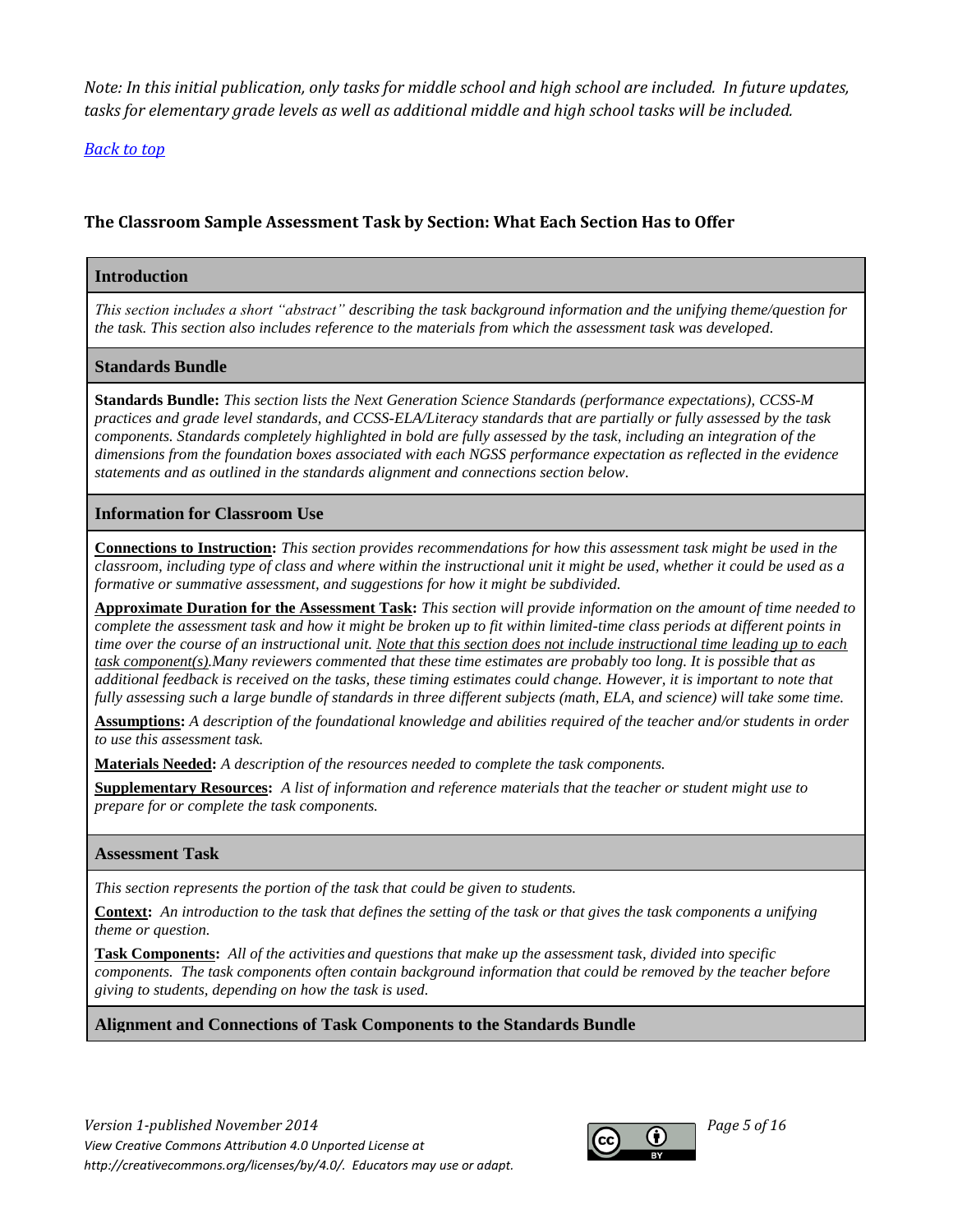*Note: In this initial publication, only tasks for middle school and high school are included. In future updates, tasks for elementary grade levels as well as additional middle and high school tasks will be included.*

*Back to top*

## The Classroom Sample Assessment Task by Section: What Each Section Has to Offer

### Introduction

*This section includes a short "abstract" describing the task background information and the unifying theme/question for the task. This section also includes reference to the materials from which the assessment task was developed.*

### Standards Bundle

**Standards Bundle:** *This section lists the Next Generation Science Standards (performance expectations), CCSS-M practices and grade level standards, and CCSS-ELA/Literacy standards that are partially or fully assessed by the task components. Standards completely highlighted in bold are fully assessed by the task, including an integration of the dimensions from the foundation boxes associated with each NGSS performance expectation as reflected in the evidence statements and as outlined in the standards alignment and connections section below.*

### Information for Classroom Use

**Connections to Instruction:** *This section provides recommendations for how this assessment task might be used in the classroom, including type of class and where within the instructional unit it might be used, whether it could be used as a formative or summative assessment, and suggestions for how it might be subdivided.*

**Approximate Duration for the Assessment Task:** *This section will provide information on the amount of time needed to complete the assessment task and how it might be broken up to fit within limited-time class periods at different points in time over the course of an instructional unit. Note that this section does not include instructional time leading up to each task component(s). Many reviewers commented that these time estimates are probably too long. It is possible that as additional feedback is received on the tasks, these timing estimates could change. However, it is important to note that fully assessing such a large bundle of standards in three different subjects (math, ELA, and science) will take some time.*

**Assumptions:** *A description of the foundational knowledge and abilities required of the teacher and/or students in order to use this assessment task.*

**Materials Needed:** *A description of the resources needed to complete the task components.*

**Supplementary Resources:** *A list of information and reference materials that the teacher or student might use to prepare for or complete the task components.*

### Assessment Task

*This section represents the portion of the task that could be given to students.*

**Context:** *An introduction to the task that defines the setting of the task or that gives the task components a unifying theme or question.*

**Task Components:** *All of the activities and questions that make up the assessment task, divided into specific components. The task components often contain background information that could be removed by the teacher before giving to students, depending on how the task is used.*

### Alignment and Connections of Task Components to the Standards Bundle

*Version 1-published November 2014*
*View Creative Commons Attribution 4.0 Unported License at http://creativecommons.org/licenses/by/4.0/. Educators may use or adapt.*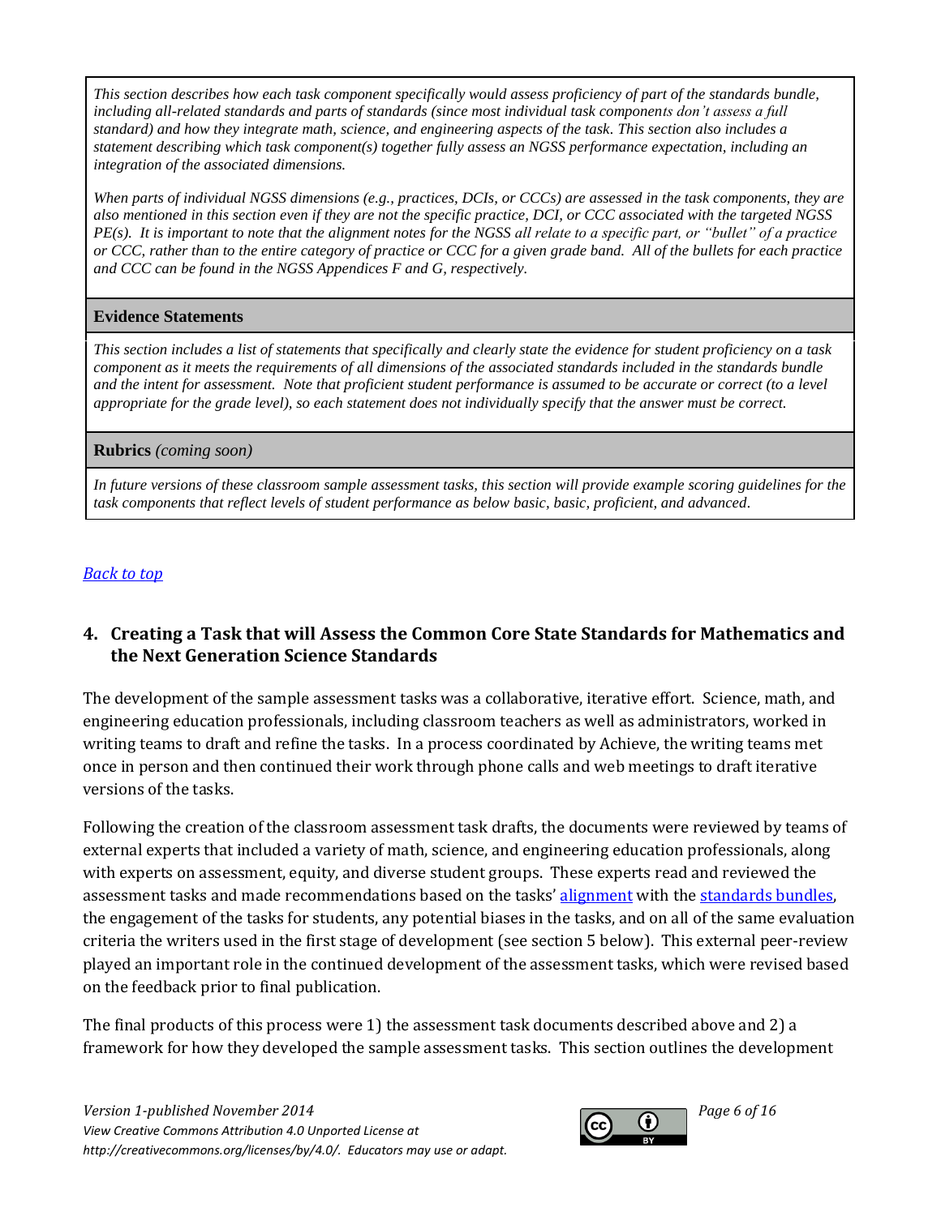*This section describes how each task component specifically would assess proficiency of part of the standards bundle, including all-related standards and parts of standards (since most individual task components don't assess a full standard) and how they integrate math, science, and engineering aspects of the task. This section also includes a statement describing which task component(s) together fully assess an NGSS performance expectation, including an integration of the associated dimensions.*

*When parts of individual NGSS dimensions (e.g., practices, DCIs, or CCCs) are assessed in the task components, they are also mentioned in this section even if they are not the specific practice, DCI, or CCC associated with the targeted NGSS PE(s). It is important to note that the alignment notes for the NGSS all relate to a specific part, or "bullet" of a practice or CCC, rather than to the entire category of practice or CCC for a given grade band. All of the bullets for each practice and CCC can be found in the NGSS Appendices F and G, respectively.*

**Evidence Statements**

*This section includes a list of statements that specifically and clearly state the evidence for student proficiency on a task component as it meets the requirements of all dimensions of the associated standards included in the standards bundle and the intent for assessment. Note that proficient student performance is assumed to be accurate or correct (to a level appropriate for the grade level), so each statement does not individually specify that the answer must be correct.*

**Rubrics** *(coming soon)*

*In future versions of these classroom sample assessment tasks, this section will provide example scoring guidelines for the task components that reflect levels of student performance as below basic, basic, proficient, and advanced.*

[Back to top]

## 4. Creating a Task that will Assess the Common Core State Standards for Mathematics and the Next Generation Science Standards

The development of the sample assessment tasks was a collaborative, iterative effort. Science, math, and engineering education professionals, including classroom teachers as well as administrators, worked in writing teams to draft and refine the tasks. In a process coordinated by Achieve, the writing teams met once in person and then continued their work through phone calls and web meetings to draft iterative versions of the tasks.

Following the creation of the classroom assessment task drafts, the documents were reviewed by teams of external experts that included a variety of math, science, and engineering education professionals, along with experts on assessment, equity, and diverse student groups. These experts read and reviewed the assessment tasks and made recommendations based on the tasks' alignment with the standards bundles, the engagement of the tasks for students, any potential biases in the tasks, and on all of the same evaluation criteria the writers used in the first stage of development (see section 5 below). This external peer-review played an important role in the continued development of the assessment tasks, which were revised based on the feedback prior to final publication.

The final products of this process were 1) the assessment task documents described above and 2) a framework for how they developed the sample assessment tasks. This section outlines the development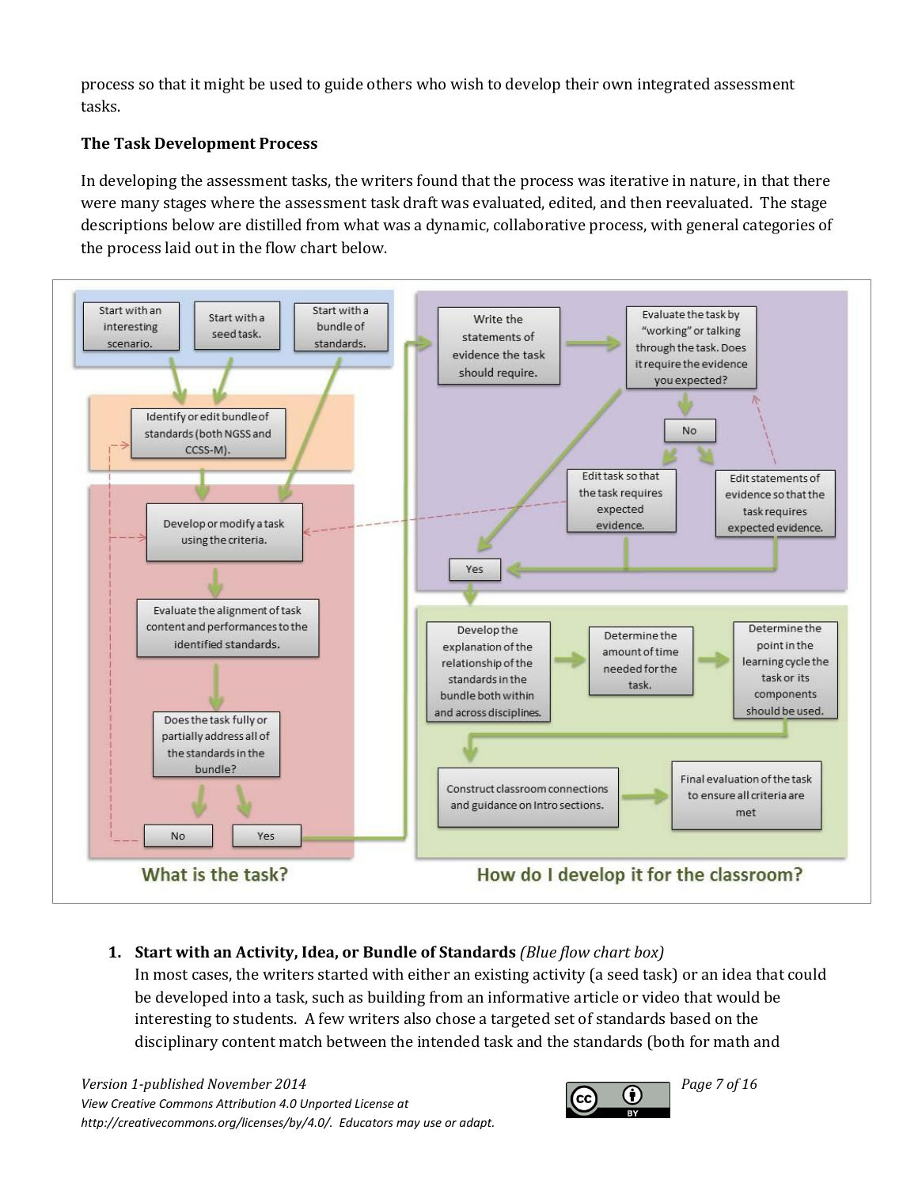process so that it might be used to guide others who wish to develop their own integrated assessment tasks.

### The Task Development Process

In developing the assessment tasks, the writers found that the process was iterative in nature, in that there were many stages where the assessment task draft was evaluated, edited, and then reevaluated. The stage descriptions below are distilled from what was a dynamic, collaborative process, with general categories of the process laid out in the flow chart below.

**What is the task?**

- Start with an interesting scenario.
- Start with a seed task.
- Start with a bundle of standards.
- Identify or edit bundle of standards (both NGSS and CCSS-M).
- Develop or modify a task using the criteria.
- Evaluate the alignment of task content and performances to the identified standards.
- Does the task fully or partially address all of the standards in the bundle?
  - No
  - Yes

**How do I develop it for the classroom?**

- Write the statements of evidence the task should require.
- Evaluate the task by "working" or talking through the task. Does it require the evidence you expected?
  - No
    - Edit task so that the task requires expected evidence.
    - Edit statements of evidence so that the task requires expected evidence.
  - Yes
- Develop the explanation of the relationship of the standards in the bundle both within and across disciplines.
- Determine the amount of time needed for the task.
- Determine the point in the learning cycle the task or its components should be used.
- Construct classroom connections and guidance on Intro sections.
- Final evaluation of the task to ensure all criteria are met

1. **Start with an Activity, Idea, or Bundle of Standards** *(Blue flow chart box)*
   In most cases, the writers started with either an existing activity (a seed task) or an idea that could be developed into a task, such as building from an informative article or video that would be interesting to students. A few writers also chose a targeted set of standards based on the disciplinary content match between the intended task and the standards (both for math and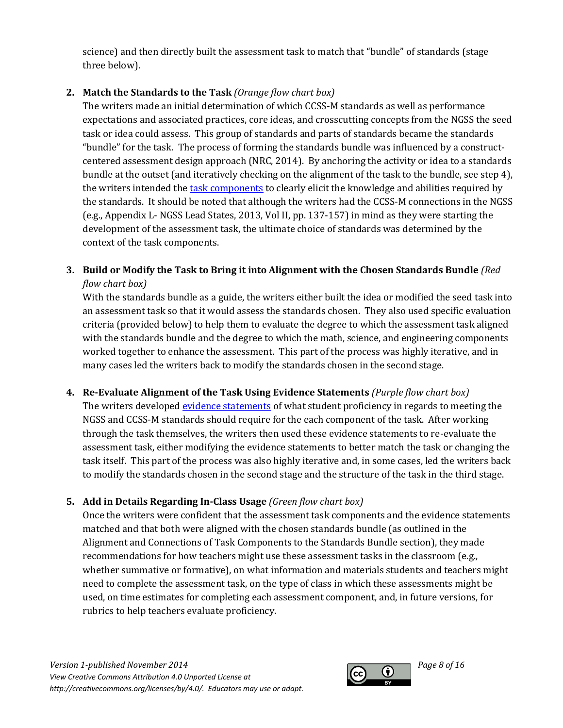science) and then directly built the assessment task to match that "bundle" of standards (stage three below).

2. **Match the Standards to the Task** *(Orange flow chart box)*
   The writers made an initial determination of which CCSS-M standards as well as performance expectations and associated practices, core ideas, and crosscutting concepts from the NGSS the seed task or idea could assess. This group of standards and parts of standards became the standards "bundle" for the task. The process of forming the standards bundle was influenced by a construct-centered assessment design approach (NRC, 2014). By anchoring the activity or idea to a standards bundle at the outset (and iteratively checking on the alignment of the task to the bundle, see step 4), the writers intended the task components to clearly elicit the knowledge and abilities required by the standards. It should be noted that although the writers had the CCSS-M connections in the NGSS (e.g., Appendix L- NGSS Lead States, 2013, Vol II, pp. 137-157) in mind as they were starting the development of the assessment task, the ultimate choice of standards was determined by the context of the task components.

3. **Build or Modify the Task to Bring it into Alignment with the Chosen Standards Bundle** *(Red flow chart box)*
   With the standards bundle as a guide, the writers either built the idea or modified the seed task into an assessment task so that it would assess the standards chosen. They also used specific evaluation criteria (provided below) to help them to evaluate the degree to which the assessment task aligned with the standards bundle and the degree to which the math, science, and engineering components worked together to enhance the assessment. This part of the process was highly iterative, and in many cases led the writers back to modify the standards chosen in the second stage.

4. **Re-Evaluate Alignment of the Task Using Evidence Statements** *(Purple flow chart box)*
   The writers developed evidence statements of what student proficiency in regards to meeting the NGSS and CCSS-M standards should require for the each component of the task. After working through the task themselves, the writers then used these evidence statements to re-evaluate the assessment task, either modifying the evidence statements to better match the task or changing the task itself. This part of the process was also highly iterative and, in some cases, led the writers back to modify the standards chosen in the second stage and the structure of the task in the third stage.

5. **Add in Details Regarding In-Class Usage** *(Green flow chart box)*
   Once the writers were confident that the assessment task components and the evidence statements matched and that both were aligned with the chosen standards bundle (as outlined in the Alignment and Connections of Task Components to the Standards Bundle section), they made recommendations for how teachers might use these assessment tasks in the classroom (e.g., whether summative or formative), on what information and materials students and teachers might need to complete the assessment task, on the type of class in which these assessments might be used, on time estimates for completing each assessment component, and, in future versions, for rubrics to help teachers evaluate proficiency.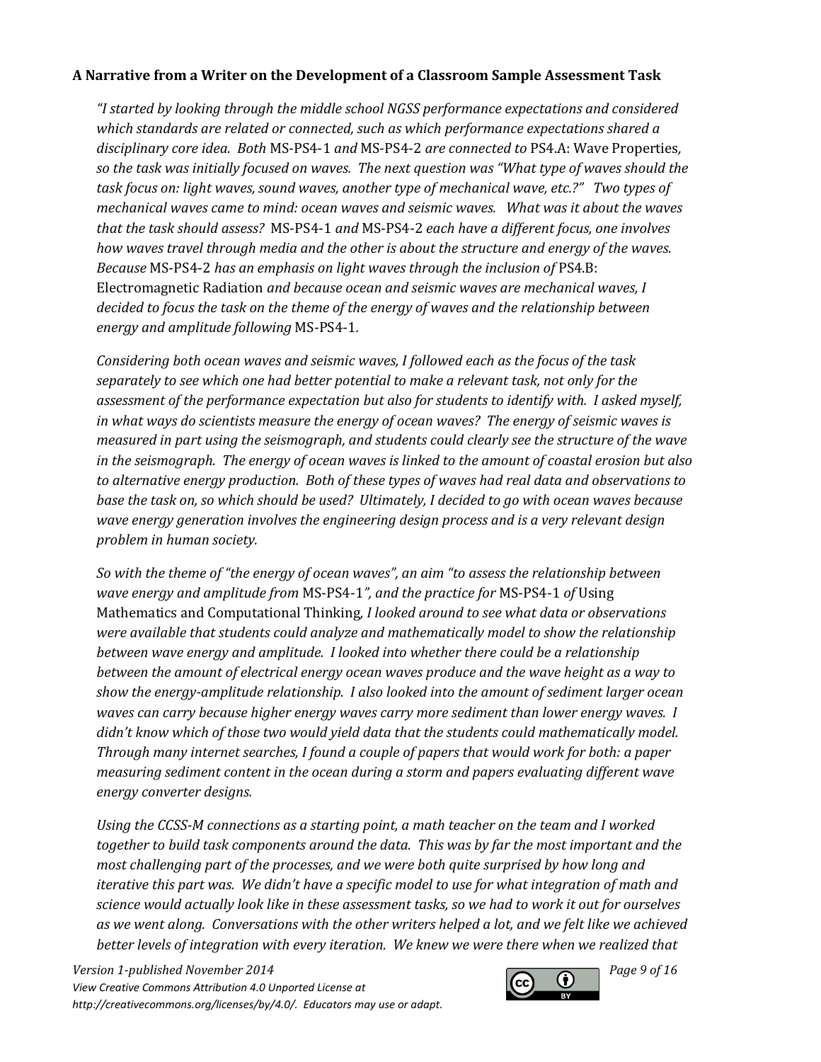**A Narrative from a Writer on the Development of a Classroom Sample Assessment Task**

*"I started by looking through the middle school NGSS performance expectations and considered which standards are related or connected, such as which performance expectations shared a disciplinary core idea. Both* MS-PS4-1 *and* MS-PS4-2 *are connected to* PS4.A: Wave Properties*, so the task was initially focused on waves. The next question was "What type of waves should the task focus on: light waves, sound waves, another type of mechanical wave, etc.?" Two types of mechanical waves came to mind: ocean waves and seismic waves. What was it about the waves that the task should assess?* MS-PS4-1 *and* MS-PS4-2 *each have a different focus, one involves how waves travel through media and the other is about the structure and energy of the waves. Because* MS-PS4-2 *has an emphasis on light waves through the inclusion of* PS4.B: Electromagnetic Radiation *and because ocean and seismic waves are mechanical waves, I decided to focus the task on the theme of the energy of waves and the relationship between energy and amplitude following* MS-PS4-1*.*

*Considering both ocean waves and seismic waves, I followed each as the focus of the task separately to see which one had better potential to make a relevant task, not only for the assessment of the performance expectation but also for students to identify with. I asked myself, in what ways do scientists measure the energy of ocean waves? The energy of seismic waves is measured in part using the seismograph, and students could clearly see the structure of the wave in the seismograph. The energy of ocean waves is linked to the amount of coastal erosion but also to alternative energy production. Both of these types of waves had real data and observations to base the task on, so which should be used? Ultimately, I decided to go with ocean waves because wave energy generation involves the engineering design process and is a very relevant design problem in human society.*

*So with the theme of "the energy of ocean waves", an aim "to assess the relationship between wave energy and amplitude from* MS-PS4-1*", and the practice for* MS-PS4-1 *of* Using Mathematics and Computational Thinking*, I looked around to see what data or observations were available that students could analyze and mathematically model to show the relationship between wave energy and amplitude. I looked into whether there could be a relationship between the amount of electrical energy ocean waves produce and the wave height as a way to show the energy-amplitude relationship. I also looked into the amount of sediment larger ocean waves can carry because higher energy waves carry more sediment than lower energy waves. I didn't know which of those two would yield data that the students could mathematically model. Through many internet searches, I found a couple of papers that would work for both: a paper measuring sediment content in the ocean during a storm and papers evaluating different wave energy converter designs.*

*Using the CCSS-M connections as a starting point, a math teacher on the team and I worked together to build task components around the data. This was by far the most important and the most challenging part of the processes, and we were both quite surprised by how long and iterative this part was. We didn't have a specific model to use for what integration of math and science would actually look like in these assessment tasks, so we had to work it out for ourselves as we went along. Conversations with the other writers helped a lot, and we felt like we achieved better levels of integration with every iteration. We knew we were there when we realized that*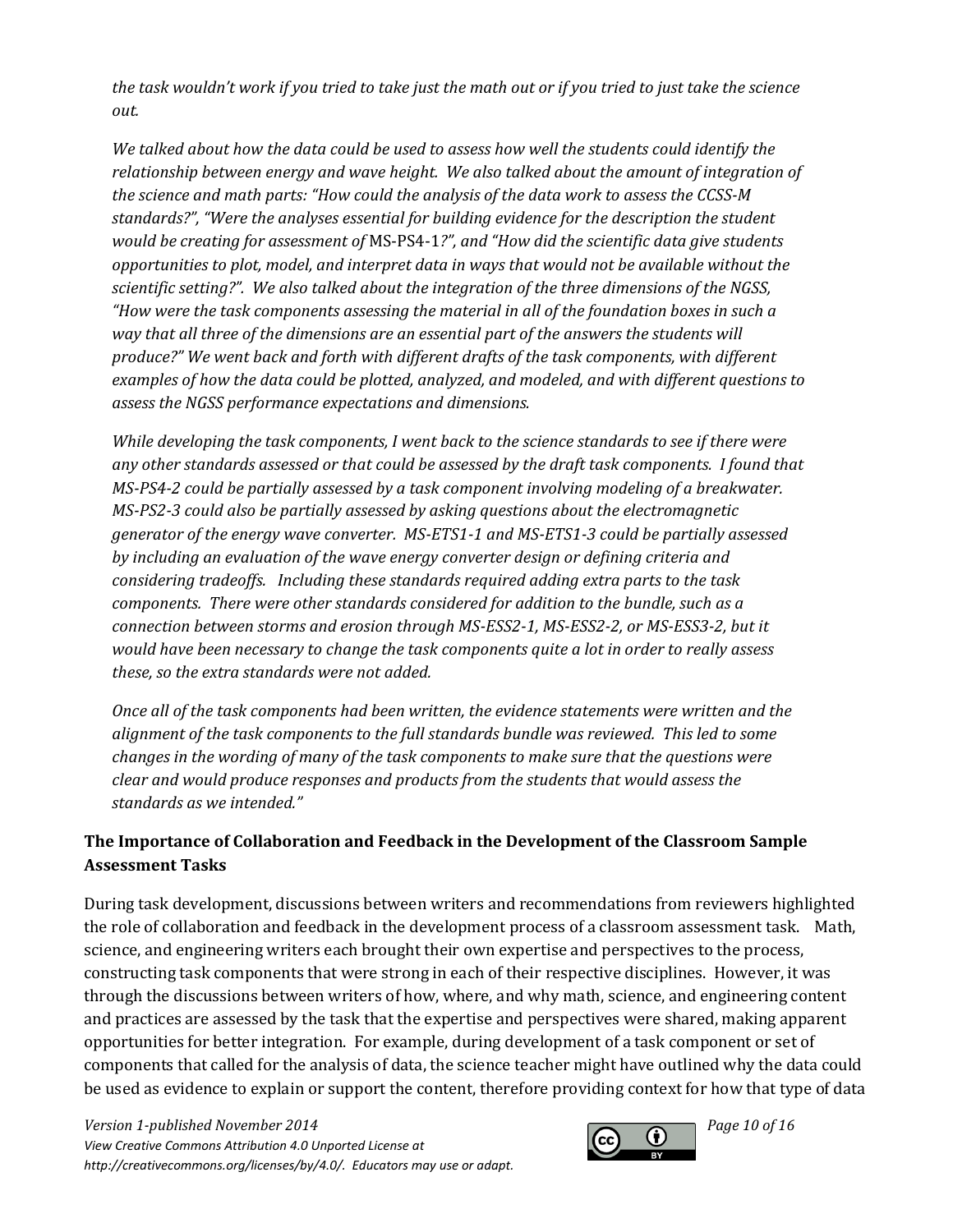*the task wouldn't work if you tried to take just the math out or if you tried to just take the science out.*

*We talked about how the data could be used to assess how well the students could identify the relationship between energy and wave height. We also talked about the amount of integration of the science and math parts: "How could the analysis of the data work to assess the CCSS-M standards?", "Were the analyses essential for building evidence for the description the student would be creating for assessment of* MS-PS4-1*?", and "How did the scientific data give students opportunities to plot, model, and interpret data in ways that would not be available without the scientific setting?". We also talked about the integration of the three dimensions of the NGSS, "How were the task components assessing the material in all of the foundation boxes in such a way that all three of the dimensions are an essential part of the answers the students will produce?" We went back and forth with different drafts of the task components, with different examples of how the data could be plotted, analyzed, and modeled, and with different questions to assess the NGSS performance expectations and dimensions.*

*While developing the task components, I went back to the science standards to see if there were any other standards assessed or that could be assessed by the draft task components. I found that MS-PS4-2 could be partially assessed by a task component involving modeling of a breakwater. MS-PS2-3 could also be partially assessed by asking questions about the electromagnetic generator of the energy wave converter. MS-ETS1-1 and MS-ETS1-3 could be partially assessed by including an evaluation of the wave energy converter design or defining criteria and considering tradeoffs. Including these standards required adding extra parts to the task components. There were other standards considered for addition to the bundle, such as a connection between storms and erosion through MS-ESS2-1, MS-ESS2-2, or MS-ESS3-2, but it would have been necessary to change the task components quite a lot in order to really assess these, so the extra standards were not added.*

*Once all of the task components had been written, the evidence statements were written and the alignment of the task components to the full standards bundle was reviewed. This led to some changes in the wording of many of the task components to make sure that the questions were clear and would produce responses and products from the students that would assess the standards as we intended."*

**The Importance of Collaboration and Feedback in the Development of the Classroom Sample Assessment Tasks**

During task development, discussions between writers and recommendations from reviewers highlighted the role of collaboration and feedback in the development process of a classroom assessment task. Math, science, and engineering writers each brought their own expertise and perspectives to the process, constructing task components that were strong in each of their respective disciplines. However, it was through the discussions between writers of how, where, and why math, science, and engineering content and practices are assessed by the task that the expertise and perspectives were shared, making apparent opportunities for better integration. For example, during development of a task component or set of components that called for the analysis of data, the science teacher might have outlined why the data could be used as evidence to explain or support the content, therefore providing context for how that type of data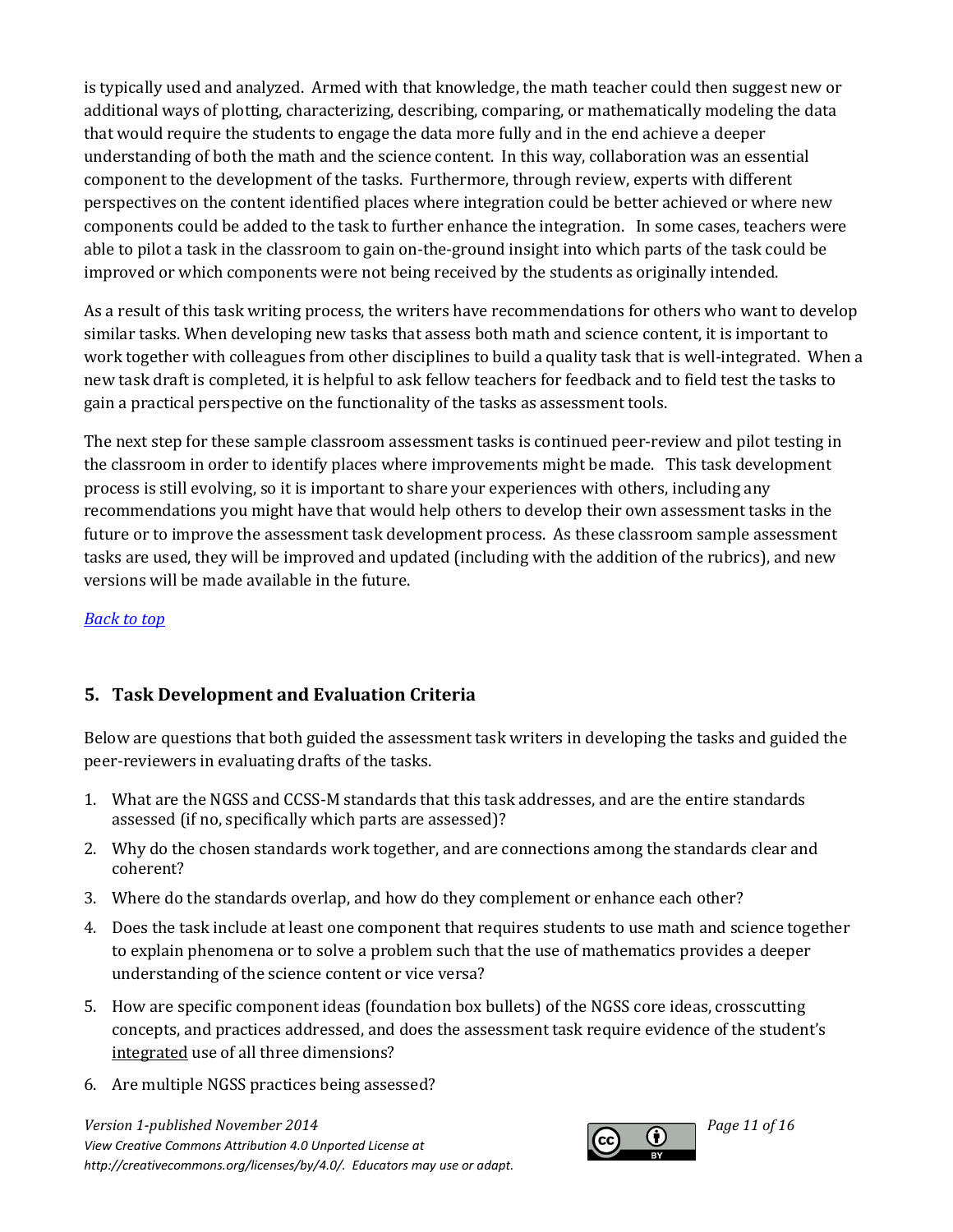is typically used and analyzed. Armed with that knowledge, the math teacher could then suggest new or additional ways of plotting, characterizing, describing, comparing, or mathematically modeling the data that would require the students to engage the data more fully and in the end achieve a deeper understanding of both the math and the science content. In this way, collaboration was an essential component to the development of the tasks. Furthermore, through review, experts with different perspectives on the content identified places where integration could be better achieved or where new components could be added to the task to further enhance the integration. In some cases, teachers were able to pilot a task in the classroom to gain on-the-ground insight into which parts of the task could be improved or which components were not being received by the students as originally intended.

As a result of this task writing process, the writers have recommendations for others who want to develop similar tasks. When developing new tasks that assess both math and science content, it is important to work together with colleagues from other disciplines to build a quality task that is well-integrated. When a new task draft is completed, it is helpful to ask fellow teachers for feedback and to field test the tasks to gain a practical perspective on the functionality of the tasks as assessment tools.

The next step for these sample classroom assessment tasks is continued peer-review and pilot testing in the classroom in order to identify places where improvements might be made. This task development process is still evolving, so it is important to share your experiences with others, including any recommendations you might have that would help others to develop their own assessment tasks in the future or to improve the assessment task development process. As these classroom sample assessment tasks are used, they will be improved and updated (including with the addition of the rubrics), and new versions will be made available in the future.

*Back to top*

## 5. Task Development and Evaluation Criteria

Below are questions that both guided the assessment task writers in developing the tasks and guided the peer-reviewers in evaluating drafts of the tasks.

1. What are the NGSS and CCSS-M standards that this task addresses, and are the entire standards assessed (if no, specifically which parts are assessed)?
2. Why do the chosen standards work together, and are connections among the standards clear and coherent?
3. Where do the standards overlap, and how do they complement or enhance each other?
4. Does the task include at least one component that requires students to use math and science together to explain phenomena or to solve a problem such that the use of mathematics provides a deeper understanding of the science content or vice versa?
5. How are specific component ideas (foundation box bullets) of the NGSS core ideas, crosscutting concepts, and practices addressed, and does the assessment task require evidence of the student's integrated use of all three dimensions?
6. Are multiple NGSS practices being assessed?

*Version 1-published November 2014*
*View Creative Commons Attribution 4.0 Unported License at http://creativecommons.org/licenses/by/4.0/. Educators may use or adapt.*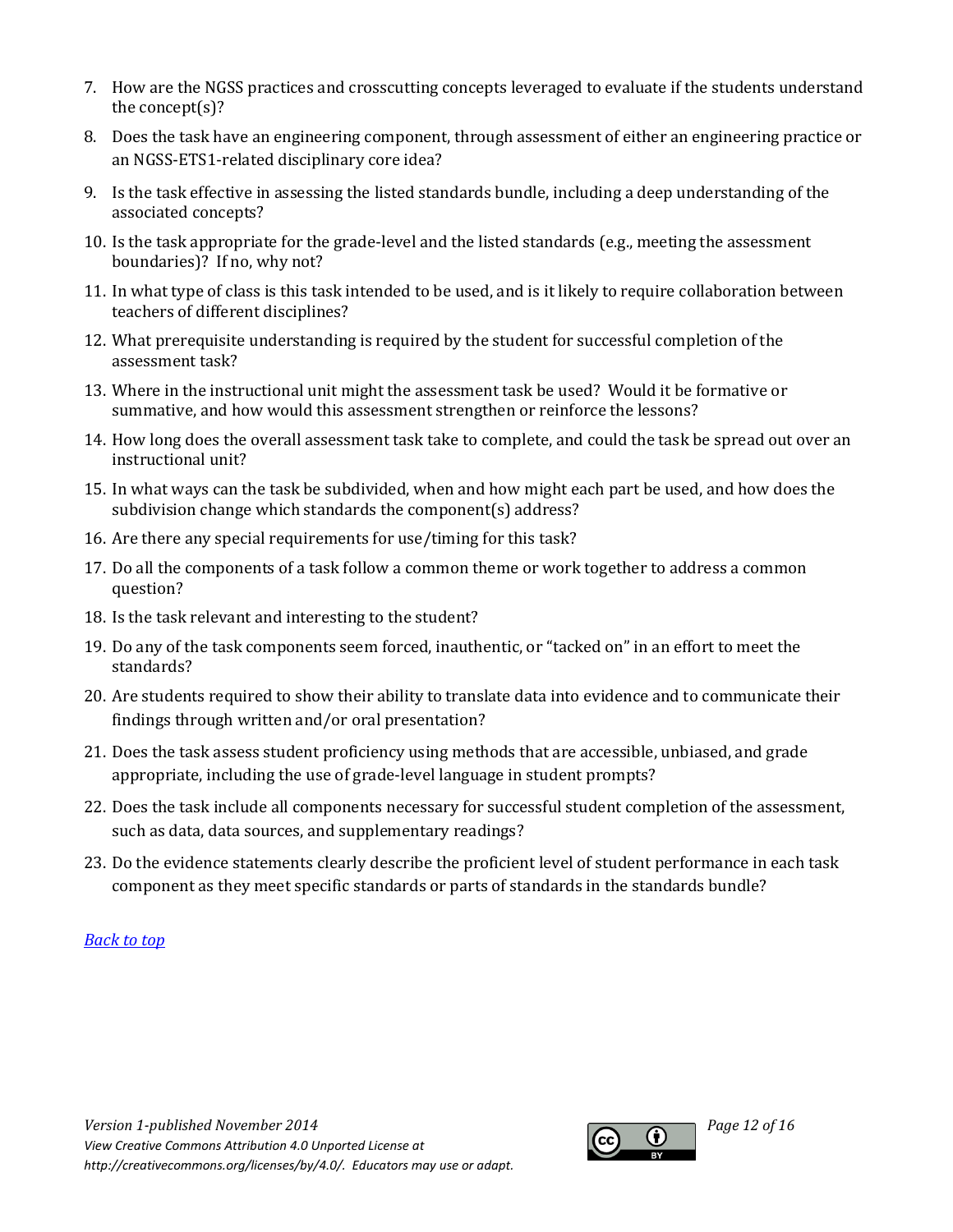7. How are the NGSS practices and crosscutting concepts leveraged to evaluate if the students understand the concept(s)?
8. Does the task have an engineering component, through assessment of either an engineering practice or an NGSS-ETS1-related disciplinary core idea?
9. Is the task effective in assessing the listed standards bundle, including a deep understanding of the associated concepts?
10. Is the task appropriate for the grade-level and the listed standards (e.g., meeting the assessment boundaries)? If no, why not?
11. In what type of class is this task intended to be used, and is it likely to require collaboration between teachers of different disciplines?
12. What prerequisite understanding is required by the student for successful completion of the assessment task?
13. Where in the instructional unit might the assessment task be used? Would it be formative or summative, and how would this assessment strengthen or reinforce the lessons?
14. How long does the overall assessment task take to complete, and could the task be spread out over an instructional unit?
15. In what ways can the task be subdivided, when and how might each part be used, and how does the subdivision change which standards the component(s) address?
16. Are there any special requirements for use/timing for this task?
17. Do all the components of a task follow a common theme or work together to address a common question?
18. Is the task relevant and interesting to the student?
19. Do any of the task components seem forced, inauthentic, or "tacked on" in an effort to meet the standards?
20. Are students required to show their ability to translate data into evidence and to communicate their findings through written and/or oral presentation?
21. Does the task assess student proficiency using methods that are accessible, unbiased, and grade appropriate, including the use of grade-level language in student prompts?
22. Does the task include all components necessary for successful student completion of the assessment, such as data, data sources, and supplementary readings?
23. Do the evidence statements clearly describe the proficient level of student performance in each task component as they meet specific standards or parts of standards in the standards bundle?

*Back to top*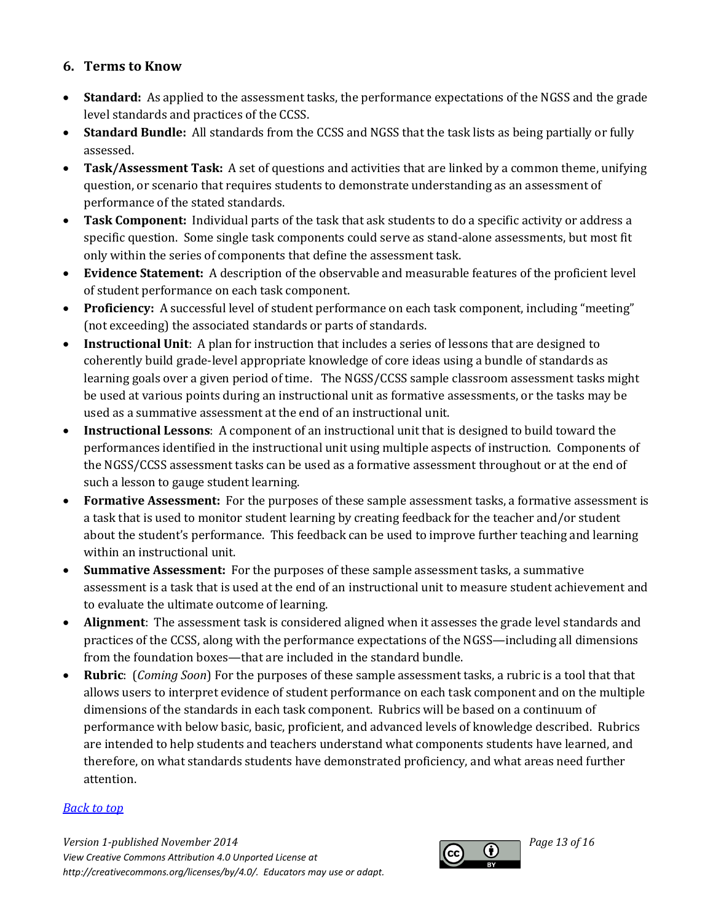## 6. Terms to Know

- **Standard:** As applied to the assessment tasks, the performance expectations of the NGSS and the grade level standards and practices of the CCSS.
- **Standard Bundle:** All standards from the CCSS and NGSS that the task lists as being partially or fully assessed.
- **Task/Assessment Task:** A set of questions and activities that are linked by a common theme, unifying question, or scenario that requires students to demonstrate understanding as an assessment of performance of the stated standards.
- **Task Component:** Individual parts of the task that ask students to do a specific activity or address a specific question. Some single task components could serve as stand-alone assessments, but most fit only within the series of components that define the assessment task.
- **Evidence Statement:** A description of the observable and measurable features of the proficient level of student performance on each task component.
- **Proficiency:** A successful level of student performance on each task component, including "meeting" (not exceeding) the associated standards or parts of standards.
- **Instructional Unit**: A plan for instruction that includes a series of lessons that are designed to coherently build grade-level appropriate knowledge of core ideas using a bundle of standards as learning goals over a given period of time. The NGSS/CCSS sample classroom assessment tasks might be used at various points during an instructional unit as formative assessments, or the tasks may be used as a summative assessment at the end of an instructional unit.
- **Instructional Lessons**: A component of an instructional unit that is designed to build toward the performances identified in the instructional unit using multiple aspects of instruction. Components of the NGSS/CCSS assessment tasks can be used as a formative assessment throughout or at the end of such a lesson to gauge student learning.
- **Formative Assessment:** For the purposes of these sample assessment tasks, a formative assessment is a task that is used to monitor student learning by creating feedback for the teacher and/or student about the student's performance. This feedback can be used to improve further teaching and learning within an instructional unit.
- **Summative Assessment:** For the purposes of these sample assessment tasks, a summative assessment is a task that is used at the end of an instructional unit to measure student achievement and to evaluate the ultimate outcome of learning.
- **Alignment**: The assessment task is considered aligned when it assesses the grade level standards and practices of the CCSS, along with the performance expectations of the NGSS—including all dimensions from the foundation boxes—that are included in the standard bundle.
- **Rubric**: (*Coming Soon*) For the purposes of these sample assessment tasks, a rubric is a tool that that allows users to interpret evidence of student performance on each task component and on the multiple dimensions of the standards in each task component. Rubrics will be based on a continuum of performance with below basic, basic, proficient, and advanced levels of knowledge described. Rubrics are intended to help students and teachers understand what components students have learned, and therefore, on what standards students have demonstrated proficiency, and what areas need further attention.

*Back to top*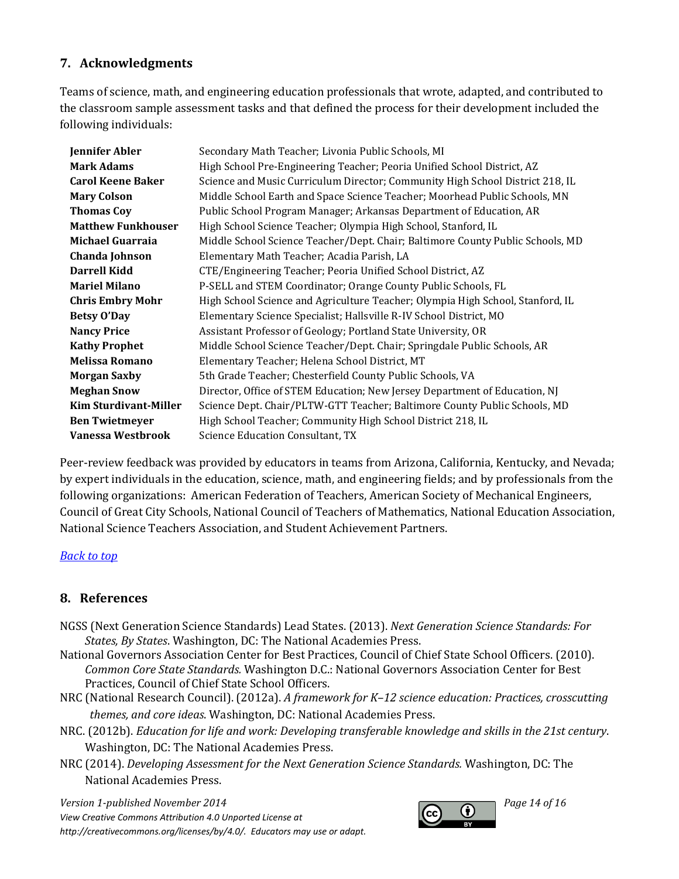## 7. Acknowledgments

Teams of science, math, and engineering education professionals that wrote, adapted, and contributed to the classroom sample assessment tasks and that defined the process for their development included the following individuals:

| | |
|---|---|
| **Jennifer Abler** | Secondary Math Teacher; Livonia Public Schools, MI |
| **Mark Adams** | High School Pre-Engineering Teacher; Peoria Unified School District, AZ |
| **Carol Keene Baker** | Science and Music Curriculum Director; Community High School District 218, IL |
| **Mary Colson** | Middle School Earth and Space Science Teacher; Moorhead Public Schools, MN |
| **Thomas Coy** | Public School Program Manager; Arkansas Department of Education, AR |
| **Matthew Funkhouser** | High School Science Teacher; Olympia High School, Stanford, IL |
| **Michael Guarraia** | Middle School Science Teacher/Dept. Chair; Baltimore County Public Schools, MD |
| **Chanda Johnson** | Elementary Math Teacher; Acadia Parish, LA |
| **Darrell Kidd** | CTE/Engineering Teacher; Peoria Unified School District, AZ |
| **Mariel Milano** | P-SELL and STEM Coordinator; Orange County Public Schools, FL |
| **Chris Embry Mohr** | High School Science and Agriculture Teacher; Olympia High School, Stanford, IL |
| **Betsy O'Day** | Elementary Science Specialist; Hallsville R-IV School District, MO |
| **Nancy Price** | Assistant Professor of Geology; Portland State University, OR |
| **Kathy Prophet** | Middle School Science Teacher/Dept. Chair; Springdale Public Schools, AR |
| **Melissa Romano** | Elementary Teacher; Helena School District, MT |
| **Morgan Saxby** | 5th Grade Teacher; Chesterfield County Public Schools, VA |
| **Meghan Snow** | Director, Office of STEM Education; New Jersey Department of Education, NJ |
| **Kim Sturdivant-Miller** | Science Dept. Chair/PLTW-GTT Teacher; Baltimore County Public Schools, MD |
| **Ben Twietmeyer** | High School Teacher; Community High School District 218, IL |
| **Vanessa Westbrook** | Science Education Consultant, TX |

Peer-review feedback was provided by educators in teams from Arizona, California, Kentucky, and Nevada; by expert individuals in the education, science, math, and engineering fields; and by professionals from the following organizations: American Federation of Teachers, American Society of Mechanical Engineers, Council of Great City Schools, National Council of Teachers of Mathematics, National Education Association, National Science Teachers Association, and Student Achievement Partners.

*Back to top*

## 8. References

NGSS (Next Generation Science Standards) Lead States. (2013). *Next Generation Science Standards: For States, By States*. Washington, DC: The National Academies Press.

National Governors Association Center for Best Practices, Council of Chief State School Officers. (2010). *Common Core State Standards.* Washington D.C.: National Governors Association Center for Best Practices, Council of Chief State School Officers.

NRC (National Research Council). (2012a). *A framework for K–12 science education: Practices, crosscutting themes, and core ideas*. Washington, DC: National Academies Press.

NRC. (2012b). *Education for life and work: Developing transferable knowledge and skills in the 21st century*. Washington, DC: The National Academies Press.

NRC (2014). *Developing Assessment for the Next Generation Science Standards.* Washington, DC: The National Academies Press.

*Version 1-published November 2014*
*View Creative Commons Attribution 4.0 Unported License at http://creativecommons.org/licenses/by/4.0/. Educators may use or adapt.*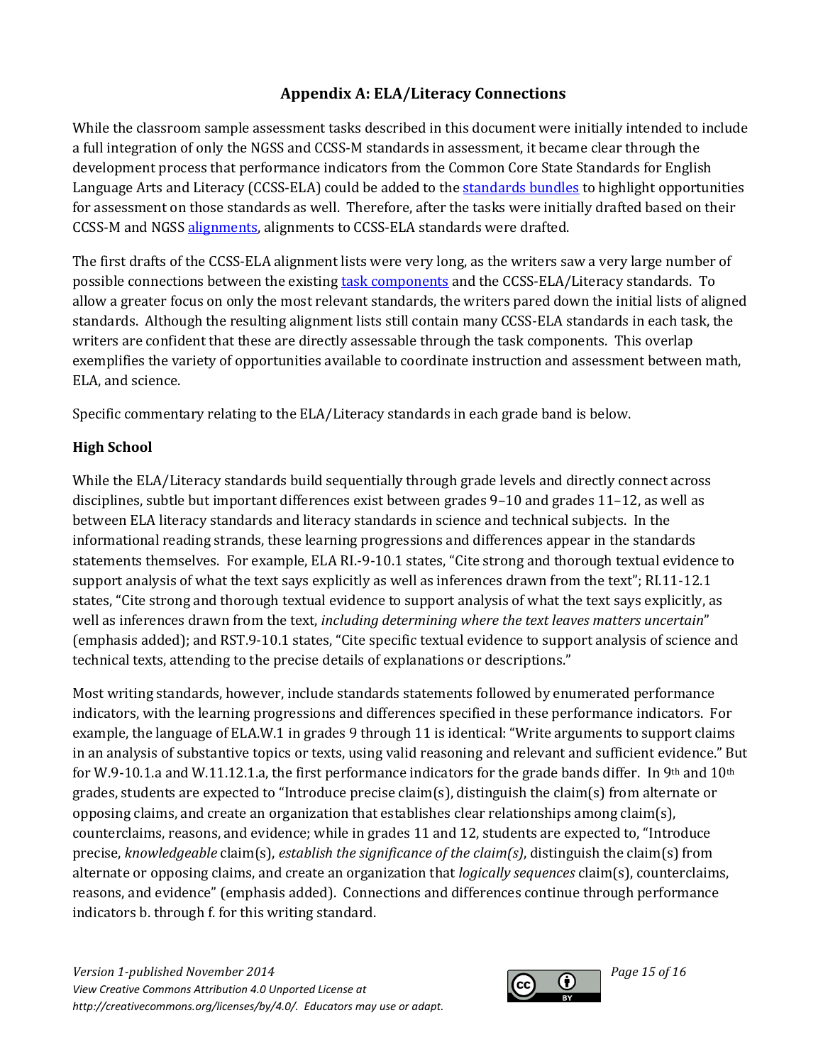## Appendix A: ELA/Literacy Connections

While the classroom sample assessment tasks described in this document were initially intended to include a full integration of only the NGSS and CCSS-M standards in assessment, it became clear through the development process that performance indicators from the Common Core State Standards for English Language Arts and Literacy (CCSS-ELA) could be added to the standards bundles to highlight opportunities for assessment on those standards as well. Therefore, after the tasks were initially drafted based on their CCSS-M and NGSS alignments, alignments to CCSS-ELA standards were drafted.

The first drafts of the CCSS-ELA alignment lists were very long, as the writers saw a very large number of possible connections between the existing task components and the CCSS-ELA/Literacy standards. To allow a greater focus on only the most relevant standards, the writers pared down the initial lists of aligned standards. Although the resulting alignment lists still contain many CCSS-ELA standards in each task, the writers are confident that these are directly assessable through the task components. This overlap exemplifies the variety of opportunities available to coordinate instruction and assessment between math, ELA, and science.

Specific commentary relating to the ELA/Literacy standards in each grade band is below.

### High School

While the ELA/Literacy standards build sequentially through grade levels and directly connect across disciplines, subtle but important differences exist between grades 9–10 and grades 11–12, as well as between ELA literacy standards and literacy standards in science and technical subjects. In the informational reading strands, these learning progressions and differences appear in the standards statements themselves. For example, ELA RI.-9-10.1 states, "Cite strong and thorough textual evidence to support analysis of what the text says explicitly as well as inferences drawn from the text"; RI.11-12.1 states, "Cite strong and thorough textual evidence to support analysis of what the text says explicitly, as well as inferences drawn from the text, *including determining where the text leaves matters uncertain*" (emphasis added); and RST.9-10.1 states, "Cite specific textual evidence to support analysis of science and technical texts, attending to the precise details of explanations or descriptions."

Most writing standards, however, include standards statements followed by enumerated performance indicators, with the learning progressions and differences specified in these performance indicators. For example, the language of ELA.W.1 in grades 9 through 11 is identical: "Write arguments to support claims in an analysis of substantive topics or texts, using valid reasoning and relevant and sufficient evidence." But for W.9-10.1.a and W.11.12.1.a, the first performance indicators for the grade bands differ. In 9th and 10th grades, students are expected to "Introduce precise claim(s), distinguish the claim(s) from alternate or opposing claims, and create an organization that establishes clear relationships among claim(s), counterclaims, reasons, and evidence; while in grades 11 and 12, students are expected to, "Introduce precise, *knowledgeable* claim(s), *establish the significance of the claim(s)*, distinguish the claim(s) from alternate or opposing claims, and create an organization that *logically sequences* claim(s), counterclaims, reasons, and evidence" (emphasis added). Connections and differences continue through performance indicators b. through f. for this writing standard.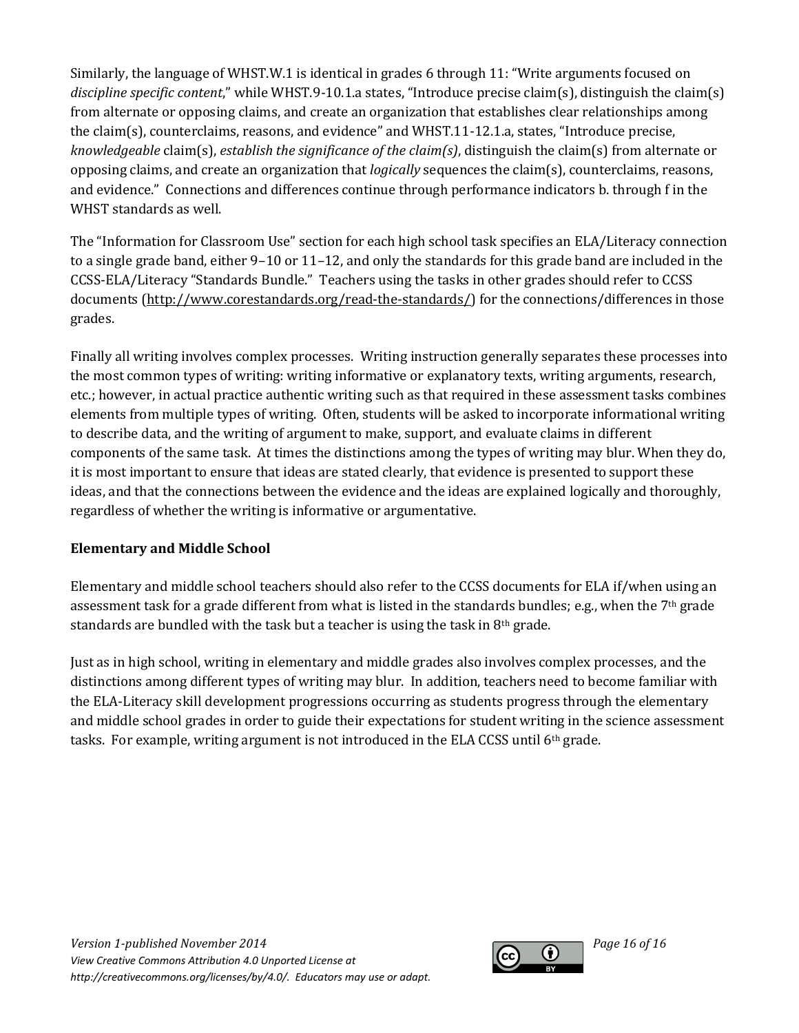Similarly, the language of WHST.W.1 is identical in grades 6 through 11: “Write arguments focused on *discipline specific content*,” while WHST.9-10.1.a states, “Introduce precise claim(s), distinguish the claim(s) from alternate or opposing claims, and create an organization that establishes clear relationships among the claim(s), counterclaims, reasons, and evidence” and WHST.11-12.1.a, states, “Introduce precise, *knowledgeable* claim(s), *establish the significance of the claim(s)*, distinguish the claim(s) from alternate or opposing claims, and create an organization that *logically* sequences the claim(s), counterclaims, reasons, and evidence.” Connections and differences continue through performance indicators b. through f in the WHST standards as well.

The “Information for Classroom Use” section for each high school task specifies an ELA/Literacy connection to a single grade band, either 9–10 or 11–12, and only the standards for this grade band are included in the CCSS-ELA/Literacy “Standards Bundle.” Teachers using the tasks in other grades should refer to CCSS documents (http://www.corestandards.org/read-the-standards/) for the connections/differences in those grades.

Finally all writing involves complex processes. Writing instruction generally separates these processes into the most common types of writing: writing informative or explanatory texts, writing arguments, research, etc.; however, in actual practice authentic writing such as that required in these assessment tasks combines elements from multiple types of writing. Often, students will be asked to incorporate informational writing to describe data, and the writing of argument to make, support, and evaluate claims in different components of the same task. At times the distinctions among the types of writing may blur. When they do, it is most important to ensure that ideas are stated clearly, that evidence is presented to support these ideas, and that the connections between the evidence and the ideas are explained logically and thoroughly, regardless of whether the writing is informative or argumentative.

**Elementary and Middle School**

Elementary and middle school teachers should also refer to the CCSS documents for ELA if/when using an assessment task for a grade different from what is listed in the standards bundles; e.g., when the 7th grade standards are bundled with the task but a teacher is using the task in 8th grade.

Just as in high school, writing in elementary and middle grades also involves complex processes, and the distinctions among different types of writing may blur. In addition, teachers need to become familiar with the ELA-Literacy skill development progressions occurring as students progress through the elementary and middle school grades in order to guide their expectations for student writing in the science assessment tasks. For example, writing argument is not introduced in the ELA CCSS until 6th grade.